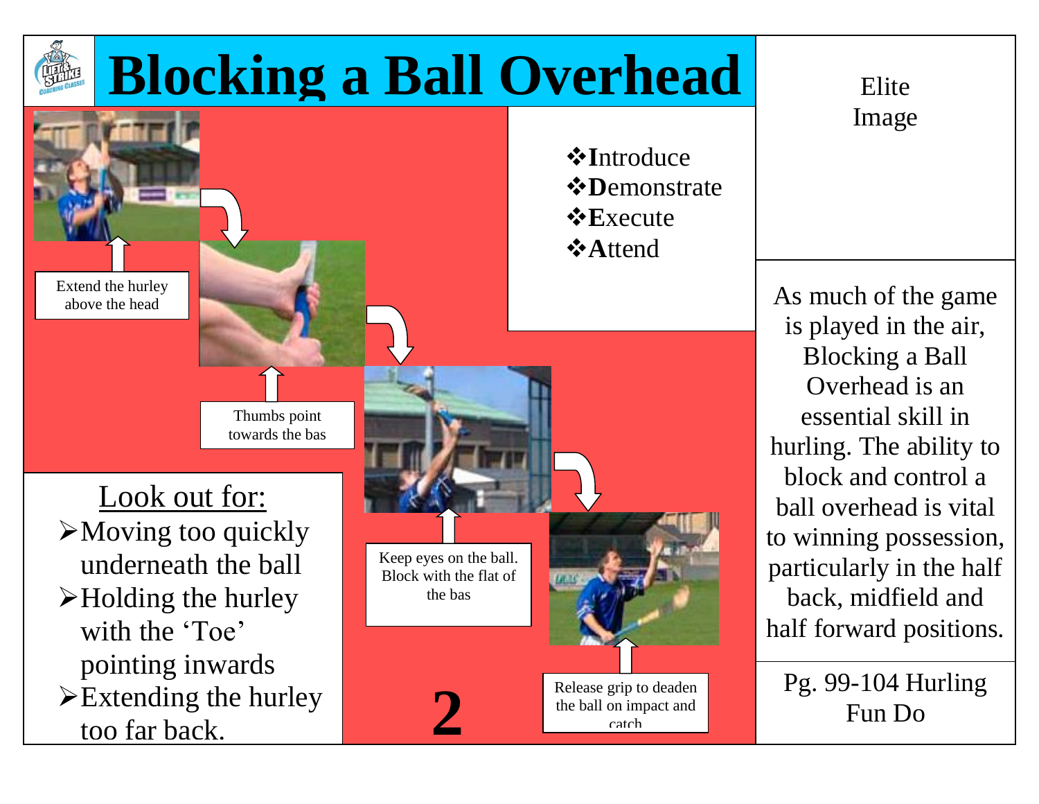# Blocking a Ball Overhead

Extend the hurley above the head

Thumbs point towards the bas

Keep eyes on the ball. Block with the flat of the bas

Release grip to deaden the ball on impact and catch

- ❖**I**ntroduce
- ❖**D**emonstrate
- ❖**E**xecute
- ❖**A**ttend

Elite Image

## Look out for:

- ➢Moving too quickly underneath the ball
- ➢Holding the hurley with the 'Toe' pointing inwards
- ➢Extending the hurley too far back.

As much of the game is played in the air, Blocking a Ball Overhead is an essential skill in hurling. The ability to block and control a ball overhead is vital to winning possession, particularly in the half back, midfield and half forward positions.

Pg. 99-104 Hurling Fun Do

**2**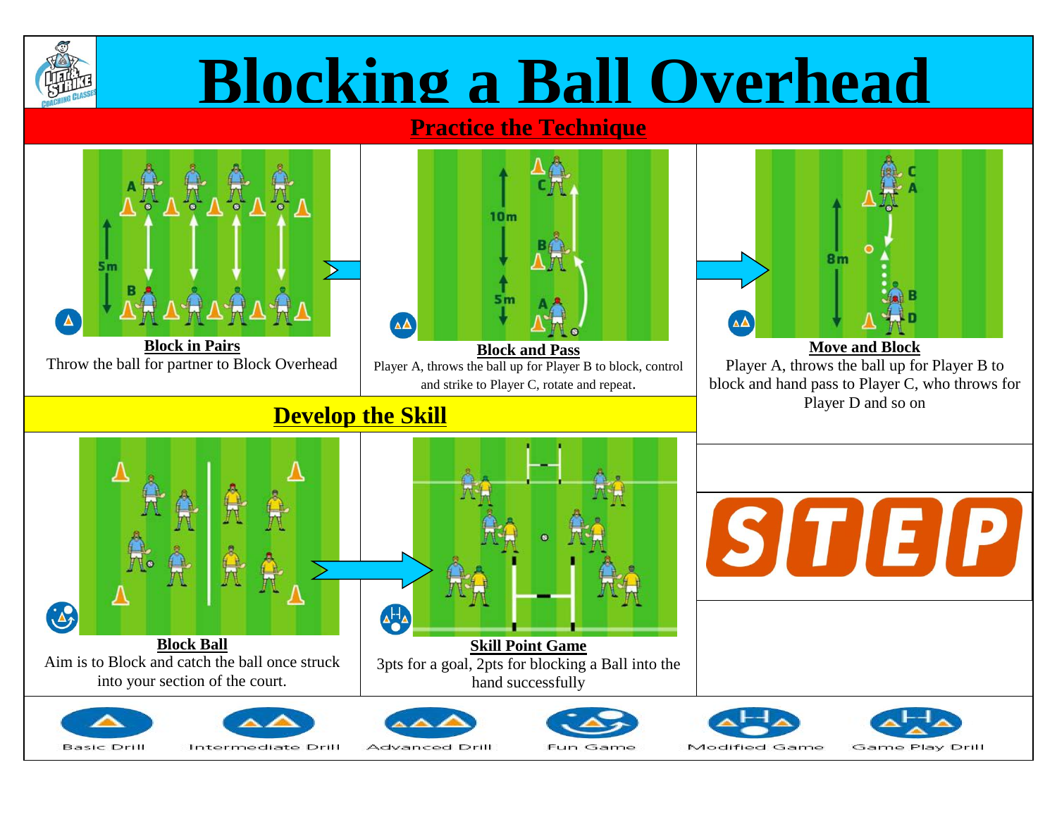# Blocking a Ball Overhead

## Practice the Technique

**Block in Pairs**

Throw the ball for partner to Block Overhead

**Block and Pass**

Player A, throws the ball up for Player B to block, control and strike to Player C, rotate and repeat.

**Move and Block**

Player A, throws the ball up for Player B to block and hand pass to Player C, who throws for Player D and so on

## Develop the Skill

**Block Ball**

Aim is to Block and catch the ball once struck into your section of the court.

**Skill Point Game**

3pts for a goal, 2pts for blocking a Ball into the hand successfully

Basic Drill | Intermediate Drill | Advanced Drill | Fun Game | Modified Game | Game Play Drill